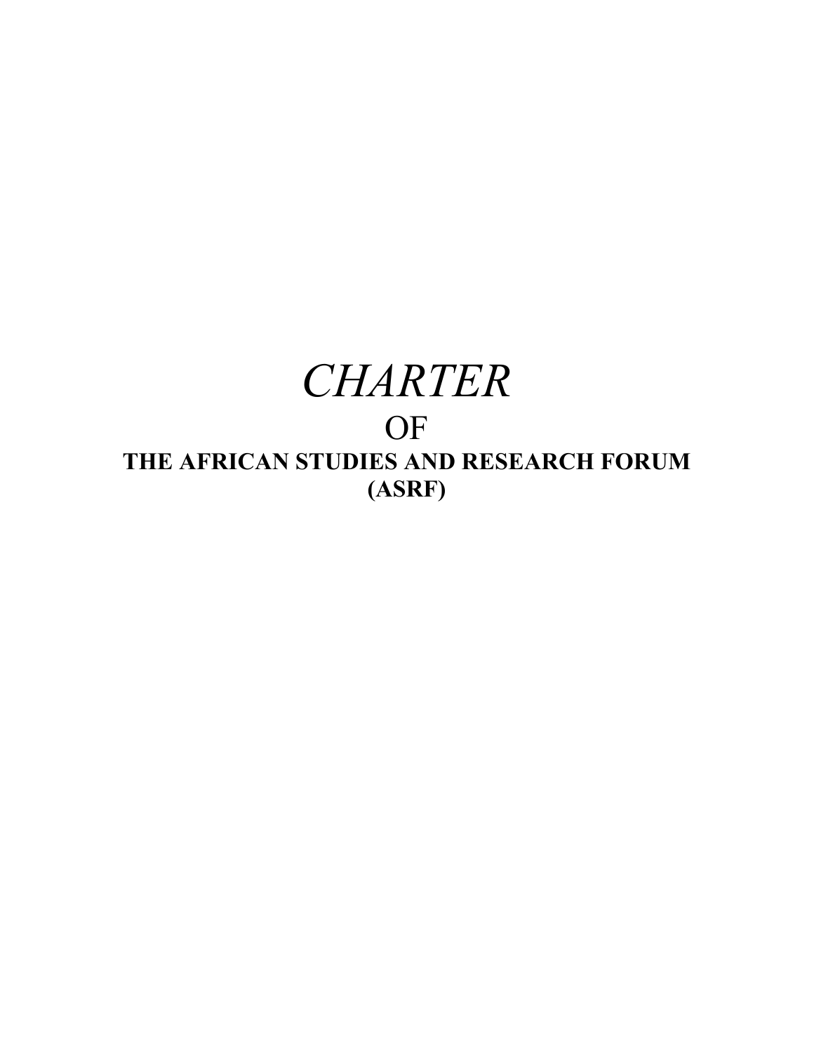# *CHARTER*

# OF

# THE AFRICAN STUDIES AND RESEARCH FORUM (ASRF)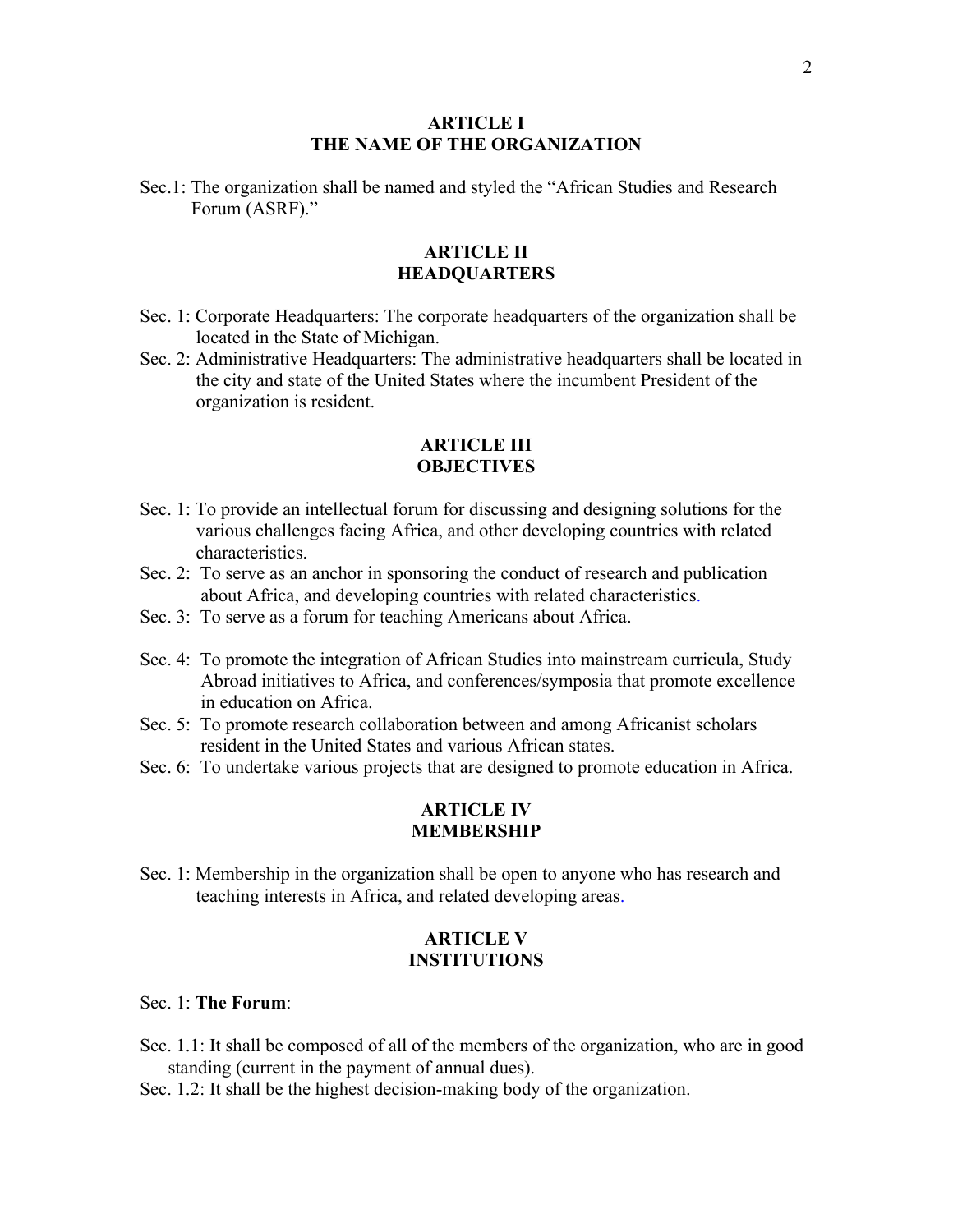## ARTICLE I
## THE NAME OF THE ORGANIZATION

Sec.1: The organization shall be named and styled the "African Studies and Research Forum (ASRF)."

## ARTICLE II
## HEADQUARTERS

Sec. 1: Corporate Headquarters: The corporate headquarters of the organization shall be located in the State of Michigan.

Sec. 2: Administrative Headquarters: The administrative headquarters shall be located in the city and state of the United States where the incumbent President of the organization is resident.

## ARTICLE III
## OBJECTIVES

Sec. 1: To provide an intellectual forum for discussing and designing solutions for the various challenges facing Africa, and other developing countries with related characteristics.

Sec. 2: To serve as an anchor in sponsoring the conduct of research and publication about Africa, and developing countries with related characteristics.

Sec. 3: To serve as a forum for teaching Americans about Africa.

Sec. 4: To promote the integration of African Studies into mainstream curricula, Study Abroad initiatives to Africa, and conferences/symposia that promote excellence in education on Africa.

Sec. 5: To promote research collaboration between and among Africanist scholars resident in the United States and various African states.

Sec. 6: To undertake various projects that are designed to promote education in Africa.

## ARTICLE IV
## MEMBERSHIP

Sec. 1: Membership in the organization shall be open to anyone who has research and teaching interests in Africa, and related developing areas.

## ARTICLE V
## INSTITUTIONS

Sec. 1: **The Forum**:

Sec. 1.1: It shall be composed of all of the members of the organization, who are in good standing (current in the payment of annual dues).

Sec. 1.2: It shall be the highest decision-making body of the organization.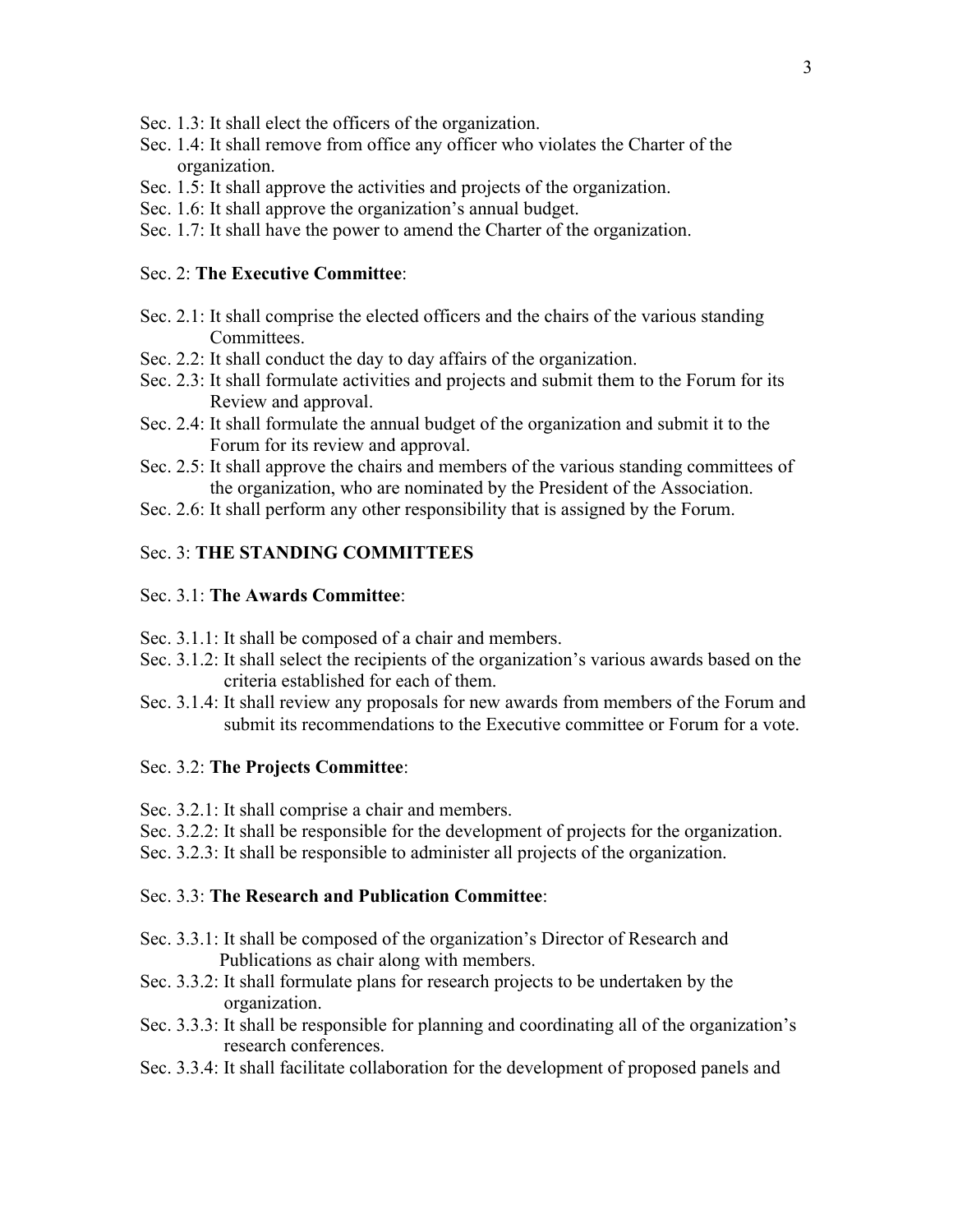Sec. 1.3: It shall elect the officers of the organization.

Sec. 1.4: It shall remove from office any officer who violates the Charter of the organization.

Sec. 1.5: It shall approve the activities and projects of the organization.

Sec. 1.6: It shall approve the organization's annual budget.

Sec. 1.7: It shall have the power to amend the Charter of the organization.

Sec. 2: **The Executive Committee**:

Sec. 2.1: It shall comprise the elected officers and the chairs of the various standing Committees.

Sec. 2.2: It shall conduct the day to day affairs of the organization.

Sec. 2.3: It shall formulate activities and projects and submit them to the Forum for its Review and approval.

Sec. 2.4: It shall formulate the annual budget of the organization and submit it to the Forum for its review and approval.

Sec. 2.5: It shall approve the chairs and members of the various standing committees of the organization, who are nominated by the President of the Association.

Sec. 2.6: It shall perform any other responsibility that is assigned by the Forum.

Sec. 3: **THE STANDING COMMITTEES**

Sec. 3.1: **The Awards Committee**:

Sec. 3.1.1: It shall be composed of a chair and members.

Sec. 3.1.2: It shall select the recipients of the organization's various awards based on the criteria established for each of them.

Sec. 3.1.4: It shall review any proposals for new awards from members of the Forum and submit its recommendations to the Executive committee or Forum for a vote.

Sec. 3.2: **The Projects Committee**:

Sec. 3.2.1: It shall comprise a chair and members.

Sec. 3.2.2: It shall be responsible for the development of projects for the organization.

Sec. 3.2.3: It shall be responsible to administer all projects of the organization.

Sec. 3.3: **The Research and Publication Committee**:

Sec. 3.3.1: It shall be composed of the organization's Director of Research and Publications as chair along with members.

Sec. 3.3.2: It shall formulate plans for research projects to be undertaken by the organization.

Sec. 3.3.3: It shall be responsible for planning and coordinating all of the organization's research conferences.

Sec. 3.3.4: It shall facilitate collaboration for the development of proposed panels and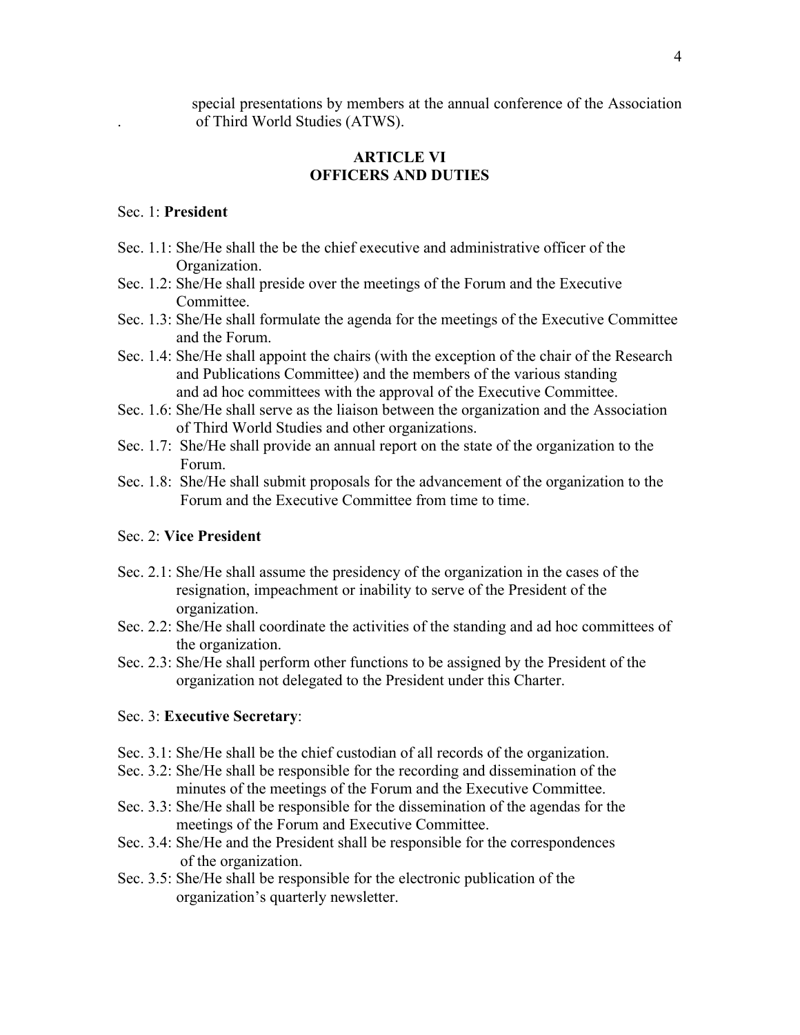special presentations by members at the annual conference of the Association of Third World Studies (ATWS).

## ARTICLE VI
## OFFICERS AND DUTIES

Sec. 1: **President**

- Sec. 1.1: She/He shall the be the chief executive and administrative officer of the Organization.
- Sec. 1.2: She/He shall preside over the meetings of the Forum and the Executive Committee.
- Sec. 1.3: She/He shall formulate the agenda for the meetings of the Executive Committee and the Forum.
- Sec. 1.4: She/He shall appoint the chairs (with the exception of the chair of the Research and Publications Committee) and the members of the various standing and ad hoc committees with the approval of the Executive Committee.
- Sec. 1.6: She/He shall serve as the liaison between the organization and the Association of Third World Studies and other organizations.
- Sec. 1.7: She/He shall provide an annual report on the state of the organization to the Forum.
- Sec. 1.8: She/He shall submit proposals for the advancement of the organization to the Forum and the Executive Committee from time to time.

Sec. 2: **Vice President**

- Sec. 2.1: She/He shall assume the presidency of the organization in the cases of the resignation, impeachment or inability to serve of the President of the organization.
- Sec. 2.2: She/He shall coordinate the activities of the standing and ad hoc committees of the organization.
- Sec. 2.3: She/He shall perform other functions to be assigned by the President of the organization not delegated to the President under this Charter.

Sec. 3: **Executive Secretary**:

- Sec. 3.1: She/He shall be the chief custodian of all records of the organization.
- Sec. 3.2: She/He shall be responsible for the recording and dissemination of the minutes of the meetings of the Forum and the Executive Committee.
- Sec. 3.3: She/He shall be responsible for the dissemination of the agendas for the meetings of the Forum and Executive Committee.
- Sec. 3.4: She/He and the President shall be responsible for the correspondences of the organization.
- Sec. 3.5: She/He shall be responsible for the electronic publication of the organization's quarterly newsletter.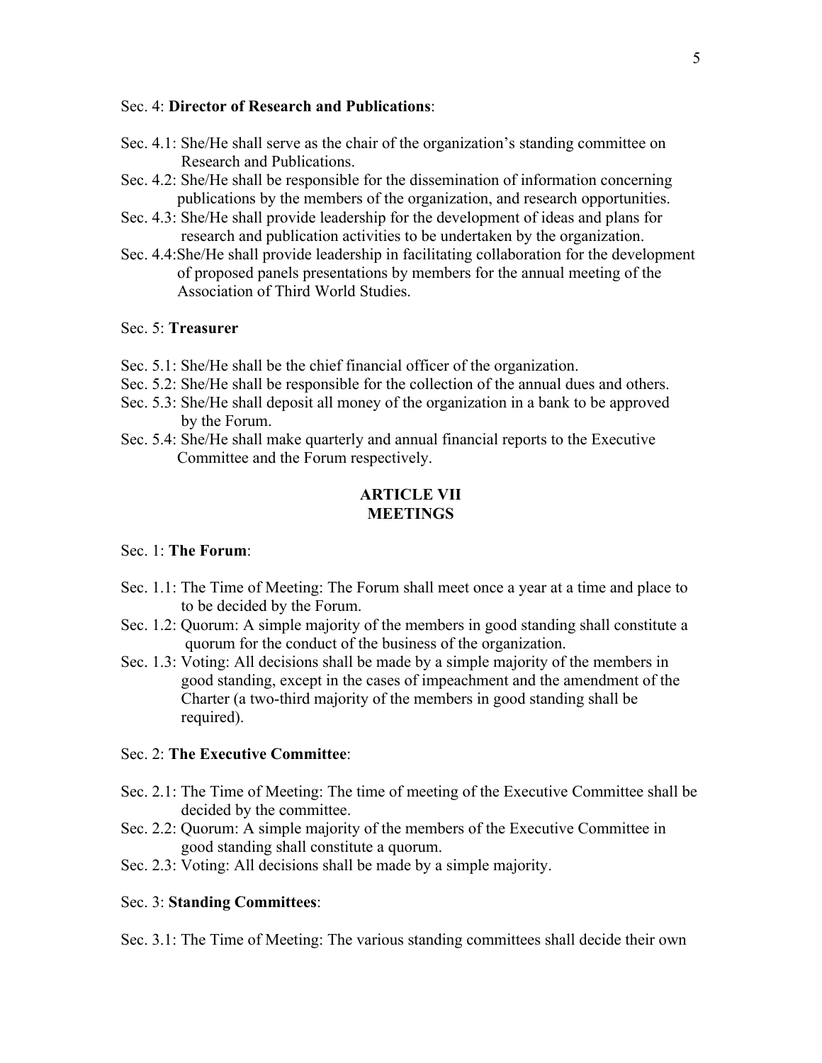Sec. 4: **Director of Research and Publications**:

Sec. 4.1: She/He shall serve as the chair of the organization's standing committee on Research and Publications.
Sec. 4.2: She/He shall be responsible for the dissemination of information concerning publications by the members of the organization, and research opportunities.
Sec. 4.3: She/He shall provide leadership for the development of ideas and plans for research and publication activities to be undertaken by the organization.
Sec. 4.4:She/He shall provide leadership in facilitating collaboration for the development of proposed panels presentations by members for the annual meeting of the Association of Third World Studies.

Sec. 5: **Treasurer**

Sec. 5.1: She/He shall be the chief financial officer of the organization.
Sec. 5.2: She/He shall be responsible for the collection of the annual dues and others.
Sec. 5.3: She/He shall deposit all money of the organization in a bank to be approved by the Forum.
Sec. 5.4: She/He shall make quarterly and annual financial reports to the Executive Committee and the Forum respectively.

## ARTICLE VII
## MEETINGS

Sec. 1: **The Forum**:

Sec. 1.1: The Time of Meeting: The Forum shall meet once a year at a time and place to to be decided by the Forum.
Sec. 1.2: Quorum: A simple majority of the members in good standing shall constitute a quorum for the conduct of the business of the organization.
Sec. 1.3: Voting: All decisions shall be made by a simple majority of the members in good standing, except in the cases of impeachment and the amendment of the Charter (a two-third majority of the members in good standing shall be required).

Sec. 2: **The Executive Committee**:

Sec. 2.1: The Time of Meeting: The time of meeting of the Executive Committee shall be decided by the committee.
Sec. 2.2: Quorum: A simple majority of the members of the Executive Committee in good standing shall constitute a quorum.
Sec. 2.3: Voting: All decisions shall be made by a simple majority.

Sec. 3: **Standing Committees**:

Sec. 3.1: The Time of Meeting: The various standing committees shall decide their own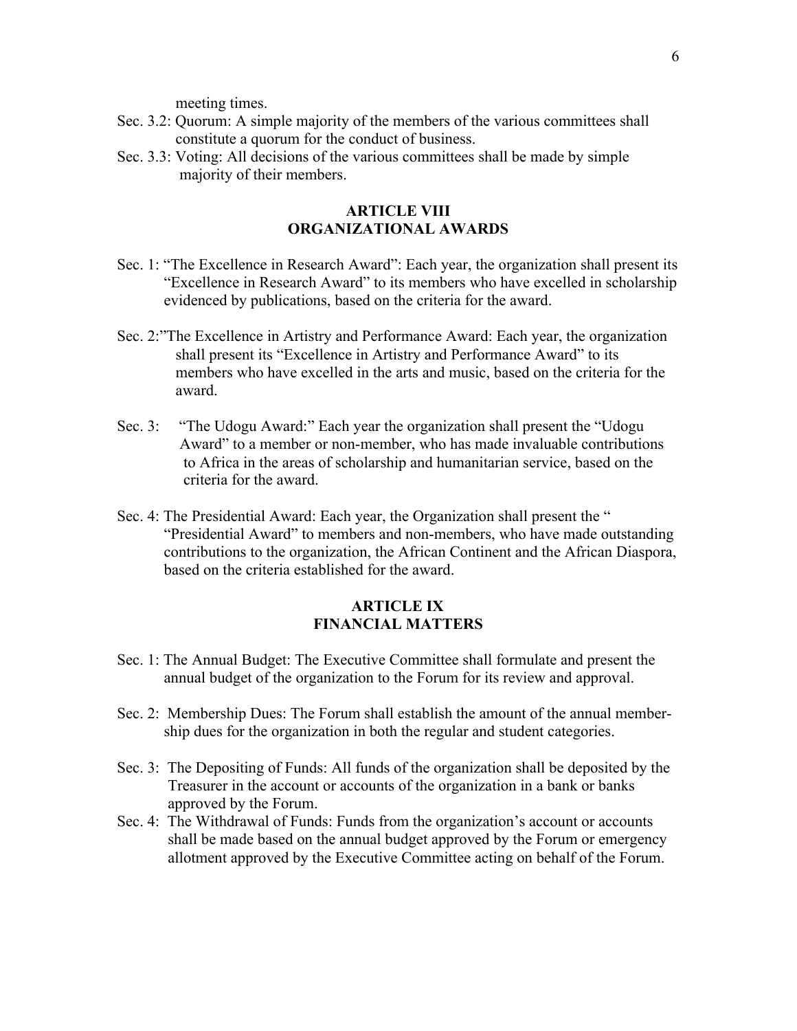meeting times.

Sec. 3.2: Quorum: A simple majority of the members of the various committees shall constitute a quorum for the conduct of business.

Sec. 3.3: Voting: All decisions of the various committees shall be made by simple majority of their members.

## ARTICLE VIII
## ORGANIZATIONAL AWARDS

Sec. 1: "The Excellence in Research Award": Each year, the organization shall present its "Excellence in Research Award" to its members who have excelled in scholarship evidenced by publications, based on the criteria for the award.

Sec. 2:"The Excellence in Artistry and Performance Award: Each year, the organization shall present its "Excellence in Artistry and Performance Award" to its members who have excelled in the arts and music, based on the criteria for the award.

Sec. 3: "The Udogu Award:" Each year the organization shall present the "Udogu Award" to a member or non-member, who has made invaluable contributions to Africa in the areas of scholarship and humanitarian service, based on the criteria for the award.

Sec. 4: The Presidential Award: Each year, the Organization shall present the " "Presidential Award" to members and non-members, who have made outstanding contributions to the organization, the African Continent and the African Diaspora, based on the criteria established for the award.

## ARTICLE IX
## FINANCIAL MATTERS

Sec. 1: The Annual Budget: The Executive Committee shall formulate and present the annual budget of the organization to the Forum for its review and approval.

Sec. 2: Membership Dues: The Forum shall establish the amount of the annual membership dues for the organization in both the regular and student categories.

Sec. 3: The Depositing of Funds: All funds of the organization shall be deposited by the Treasurer in the account or accounts of the organization in a bank or banks approved by the Forum.

Sec. 4: The Withdrawal of Funds: Funds from the organization's account or accounts shall be made based on the annual budget approved by the Forum or emergency allotment approved by the Executive Committee acting on behalf of the Forum.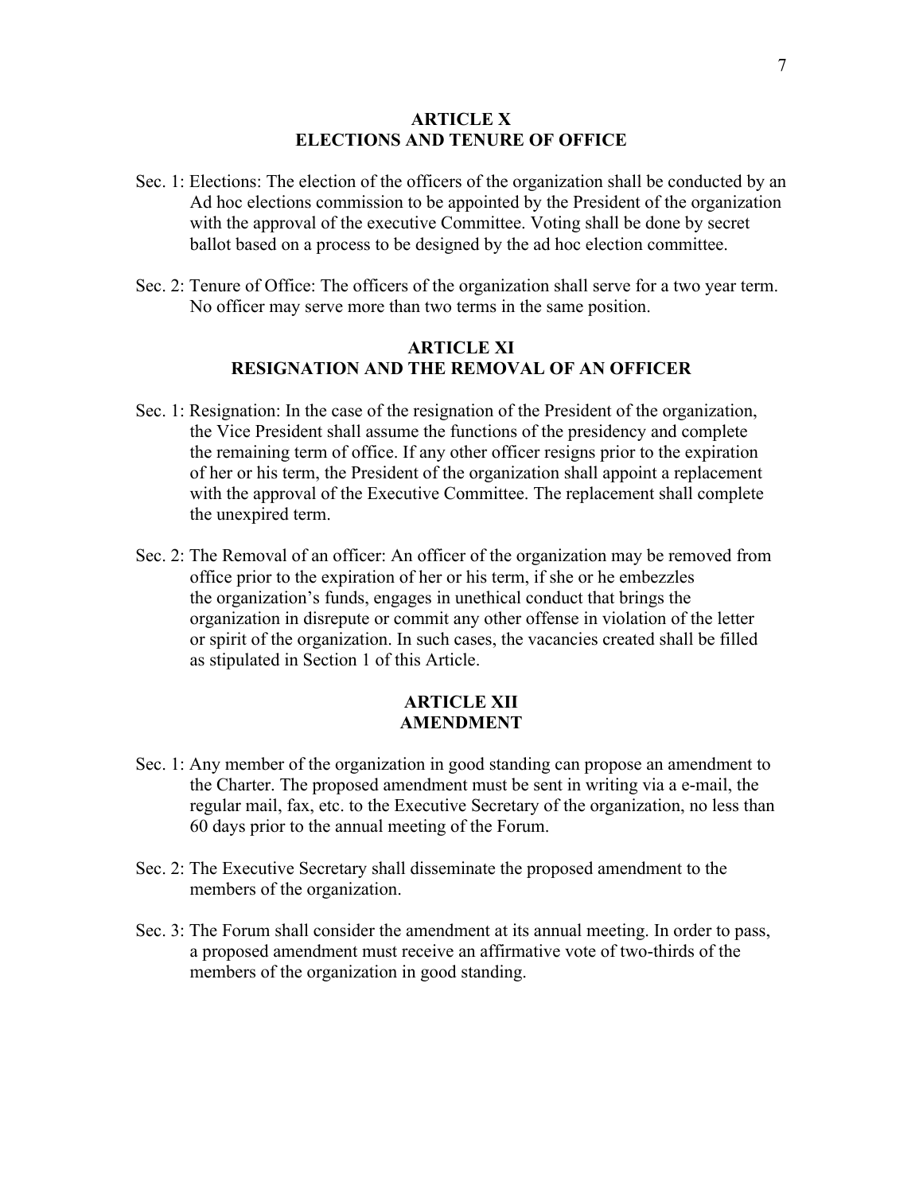## ARTICLE X
## ELECTIONS AND TENURE OF OFFICE

Sec. 1: Elections: The election of the officers of the organization shall be conducted by an Ad hoc elections commission to be appointed by the President of the organization with the approval of the executive Committee. Voting shall be done by secret ballot based on a process to be designed by the ad hoc election committee.

Sec. 2: Tenure of Office: The officers of the organization shall serve for a two year term. No officer may serve more than two terms in the same position.

## ARTICLE XI
## RESIGNATION AND THE REMOVAL OF AN OFFICER

Sec. 1: Resignation: In the case of the resignation of the President of the organization, the Vice President shall assume the functions of the presidency and complete the remaining term of office. If any other officer resigns prior to the expiration of her or his term, the President of the organization shall appoint a replacement with the approval of the Executive Committee. The replacement shall complete the unexpired term.

Sec. 2: The Removal of an officer: An officer of the organization may be removed from office prior to the expiration of her or his term, if she or he embezzles the organization's funds, engages in unethical conduct that brings the organization in disrepute or commit any other offense in violation of the letter or spirit of the organization. In such cases, the vacancies created shall be filled as stipulated in Section 1 of this Article.

## ARTICLE XII
## AMENDMENT

Sec. 1: Any member of the organization in good standing can propose an amendment to the Charter. The proposed amendment must be sent in writing via a e-mail, the regular mail, fax, etc. to the Executive Secretary of the organization, no less than 60 days prior to the annual meeting of the Forum.

Sec. 2: The Executive Secretary shall disseminate the proposed amendment to the members of the organization.

Sec. 3: The Forum shall consider the amendment at its annual meeting. In order to pass, a proposed amendment must receive an affirmative vote of two-thirds of the members of the organization in good standing.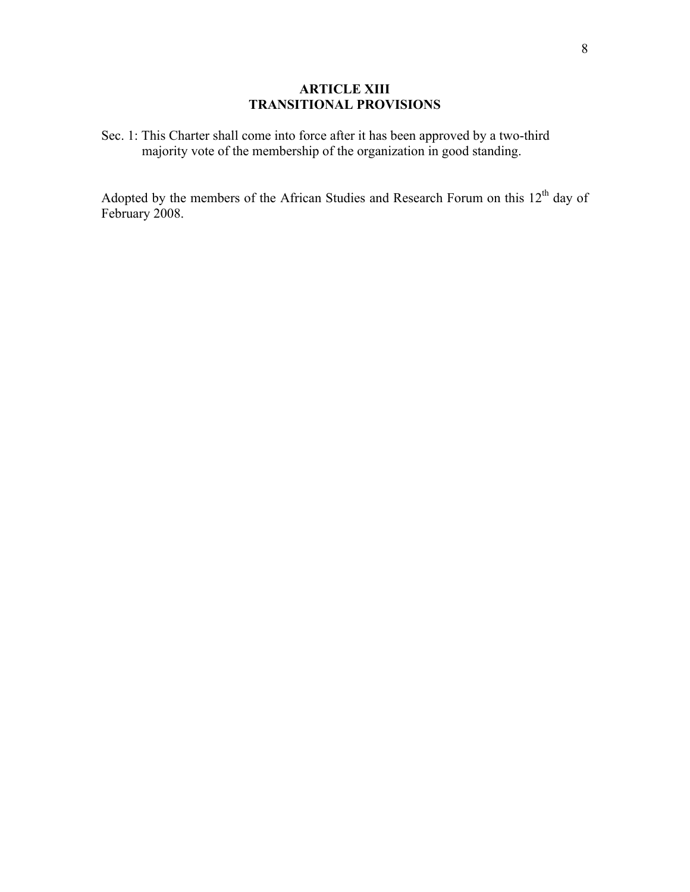## ARTICLE XIII
## TRANSITIONAL PROVISIONS

Sec. 1: This Charter shall come into force after it has been approved by a two-third majority vote of the membership of the organization in good standing.

Adopted by the members of the African Studies and Research Forum on this 12th day of February 2008.